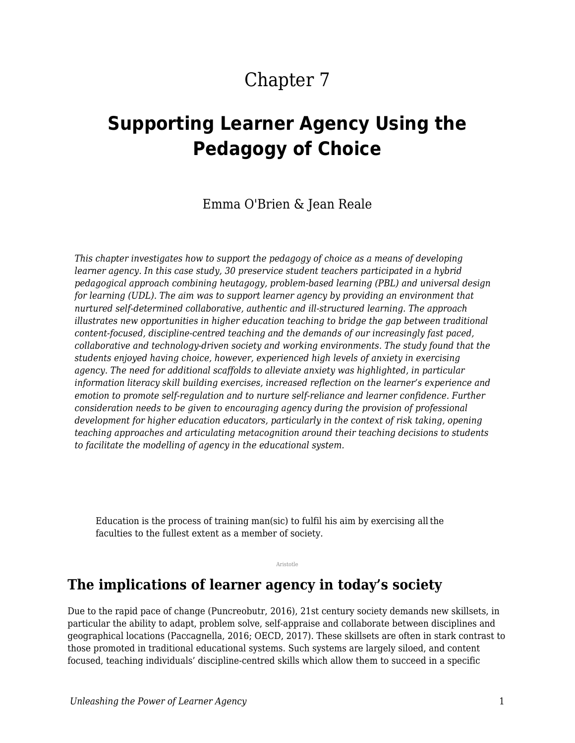# Chapter 7

# Supporting Learner Agency Using the Pedagogy of Choice

Emma O'Brien & Jean Reale

*This chapter investigates how to support the pedagogy of choice as a means of developing learner agency. In this case study, 30 preservice student teachers participated in a hybrid pedagogical approach combining heutagogy, problem-based learning (PBL) and universal design for learning (UDL). The aim was to support learner agency by providing an environment that nurtured self-determined collaborative, authentic and ill-structured learning. The approach illustrates new opportunities in higher education teaching to bridge the gap between traditional content-focused, discipline-centred teaching and the demands of our increasingly fast paced, collaborative and technology-driven society and working environments. The study found that the students enjoyed having choice, however, experienced high levels of anxiety in exercising agency. The need for additional scaffolds to alleviate anxiety was highlighted, in particular information literacy skill building exercises, increased reflection on the learner's experience and emotion to promote self-regulation and to nurture self-reliance and learner confidence. Further consideration needs to be given to encouraging agency during the provision of professional development for higher education educators, particularly in the context of risk taking, opening teaching approaches and articulating metacognition around their teaching decisions to students to facilitate the modelling of agency in the educational system.*

> Education is the process of training man(sic) to fulfil his aim by exercising all the faculties to the fullest extent as a member of society.
>
> Aristotle

## The implications of learner agency in today's society

Due to the rapid pace of change (Puncreobutr, 2016), 21st century society demands new skillsets, in particular the ability to adapt, problem solve, self-appraise and collaborate between disciplines and geographical locations (Paccagnella, 2016; OECD, 2017). These skillsets are often in stark contrast to those promoted in traditional educational systems. Such systems are largely siloed, and content focused, teaching individuals' discipline-centred skills which allow them to succeed in a specific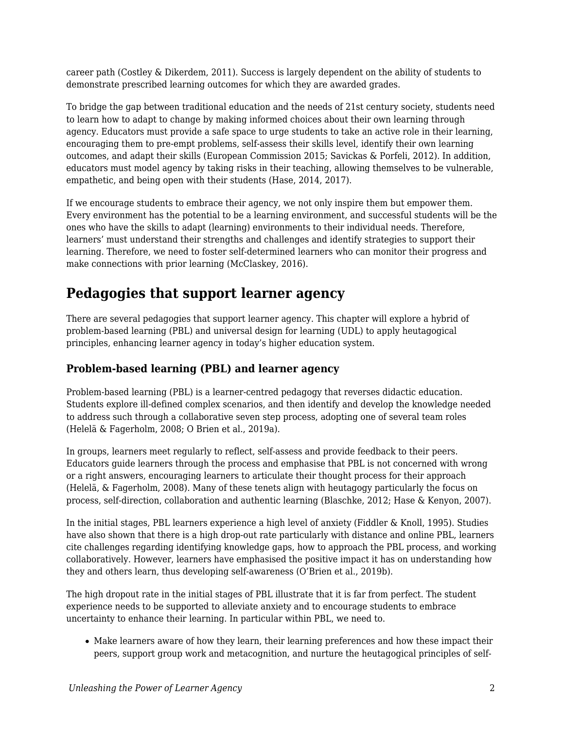career path (Costley & Dikerdem, 2011). Success is largely dependent on the ability of students to demonstrate prescribed learning outcomes for which they are awarded grades.

To bridge the gap between traditional education and the needs of 21st century society, students need to learn how to adapt to change by making informed choices about their own learning through agency. Educators must provide a safe space to urge students to take an active role in their learning, encouraging them to pre-empt problems, self-assess their skills level, identify their own learning outcomes, and adapt their skills (European Commission 2015; Savickas & Porfeli, 2012). In addition, educators must model agency by taking risks in their teaching, allowing themselves to be vulnerable, empathetic, and being open with their students (Hase, 2014, 2017).

If we encourage students to embrace their agency, we not only inspire them but empower them. Every environment has the potential to be a learning environment, and successful students will be the ones who have the skills to adapt (learning) environments to their individual needs. Therefore, learners' must understand their strengths and challenges and identify strategies to support their learning. Therefore, we need to foster self-determined learners who can monitor their progress and make connections with prior learning (McClaskey, 2016).

## Pedagogies that support learner agency

There are several pedagogies that support learner agency. This chapter will explore a hybrid of problem-based learning (PBL) and universal design for learning (UDL) to apply heutagogical principles, enhancing learner agency in today's higher education system.

### Problem-based learning (PBL) and learner agency

Problem-based learning (PBL) is a learner-centred pedagogy that reverses didactic education. Students explore ill-defined complex scenarios, and then identify and develop the knowledge needed to address such through a collaborative seven step process, adopting one of several team roles (Helelä & Fagerholm, 2008; O Brien et al., 2019a).

In groups, learners meet regularly to reflect, self-assess and provide feedback to their peers. Educators guide learners through the process and emphasise that PBL is not concerned with wrong or a right answers, encouraging learners to articulate their thought process for their approach (Helelä, & Fagerholm, 2008). Many of these tenets align with heutagogy particularly the focus on process, self-direction, collaboration and authentic learning (Blaschke, 2012; Hase & Kenyon, 2007).

In the initial stages, PBL learners experience a high level of anxiety (Fiddler & Knoll, 1995). Studies have also shown that there is a high drop-out rate particularly with distance and online PBL, learners cite challenges regarding identifying knowledge gaps, how to approach the PBL process, and working collaboratively. However, learners have emphasised the positive impact it has on understanding how they and others learn, thus developing self-awareness (O'Brien et al., 2019b).

The high dropout rate in the initial stages of PBL illustrate that it is far from perfect. The student experience needs to be supported to alleviate anxiety and to encourage students to embrace uncertainty to enhance their learning. In particular within PBL, we need to.

- Make learners aware of how they learn, their learning preferences and how these impact their peers, support group work and metacognition, and nurture the heutagogical principles of self-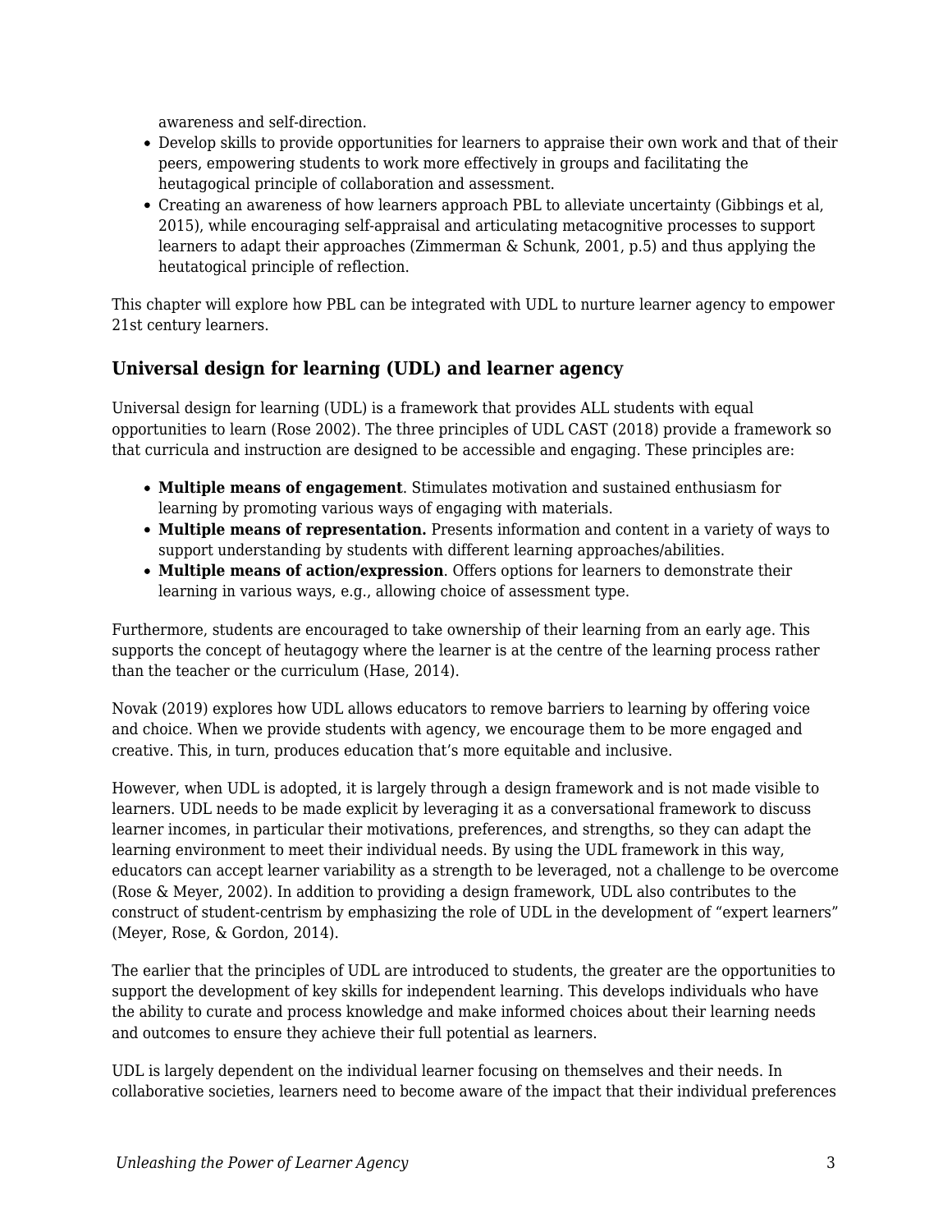awareness and self-direction.

- Develop skills to provide opportunities for learners to appraise their own work and that of their peers, empowering students to work more effectively in groups and facilitating the heutagogical principle of collaboration and assessment.
- Creating an awareness of how learners approach PBL to alleviate uncertainty (Gibbings et al, 2015), while encouraging self-appraisal and articulating metacognitive processes to support learners to adapt their approaches (Zimmerman & Schunk, 2001, p.5) and thus applying the heutatogical principle of reflection.

This chapter will explore how PBL can be integrated with UDL to nurture learner agency to empower 21st century learners.

### Universal design for learning (UDL) and learner agency

Universal design for learning (UDL) is a framework that provides ALL students with equal opportunities to learn (Rose 2002). The three principles of UDL CAST (2018) provide a framework so that curricula and instruction are designed to be accessible and engaging. These principles are:

- **Multiple means of engagement**. Stimulates motivation and sustained enthusiasm for learning by promoting various ways of engaging with materials.
- **Multiple means of representation.** Presents information and content in a variety of ways to support understanding by students with different learning approaches/abilities.
- **Multiple means of action/expression**. Offers options for learners to demonstrate their learning in various ways, e.g., allowing choice of assessment type.

Furthermore, students are encouraged to take ownership of their learning from an early age. This supports the concept of heutagogy where the learner is at the centre of the learning process rather than the teacher or the curriculum (Hase, 2014).

Novak (2019) explores how UDL allows educators to remove barriers to learning by offering voice and choice. When we provide students with agency, we encourage them to be more engaged and creative. This, in turn, produces education that's more equitable and inclusive.

However, when UDL is adopted, it is largely through a design framework and is not made visible to learners. UDL needs to be made explicit by leveraging it as a conversational framework to discuss learner incomes, in particular their motivations, preferences, and strengths, so they can adapt the learning environment to meet their individual needs. By using the UDL framework in this way, educators can accept learner variability as a strength to be leveraged, not a challenge to be overcome (Rose & Meyer, 2002). In addition to providing a design framework, UDL also contributes to the construct of student-centrism by emphasizing the role of UDL in the development of "expert learners" (Meyer, Rose, & Gordon, 2014).

The earlier that the principles of UDL are introduced to students, the greater are the opportunities to support the development of key skills for independent learning. This develops individuals who have the ability to curate and process knowledge and make informed choices about their learning needs and outcomes to ensure they achieve their full potential as learners.

UDL is largely dependent on the individual learner focusing on themselves and their needs. In collaborative societies, learners need to become aware of the impact that their individual preferences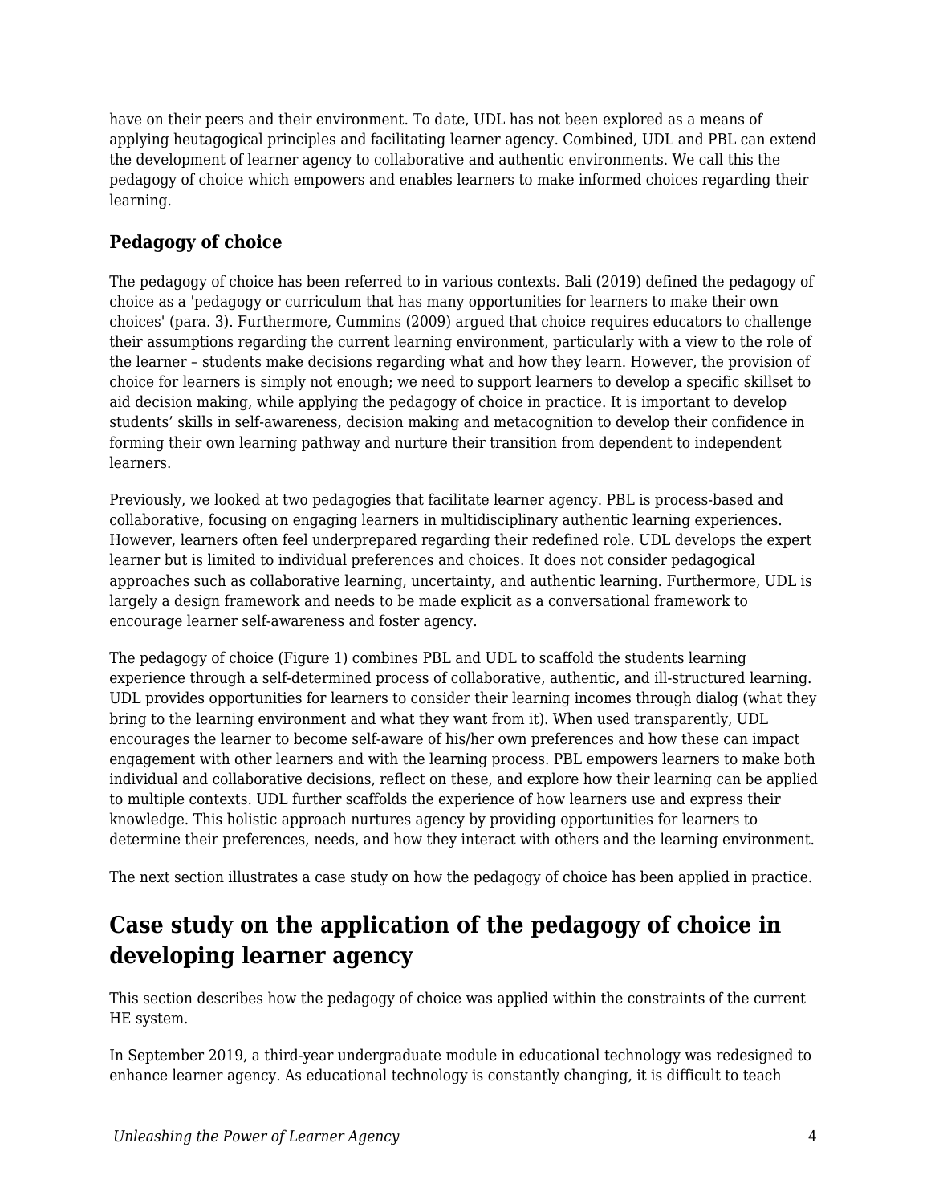have on their peers and their environment. To date, UDL has not been explored as a means of applying heutagogical principles and facilitating learner agency. Combined, UDL and PBL can extend the development of learner agency to collaborative and authentic environments. We call this the pedagogy of choice which empowers and enables learners to make informed choices regarding their learning.

### Pedagogy of choice

The pedagogy of choice has been referred to in various contexts. Bali (2019) defined the pedagogy of choice as a 'pedagogy or curriculum that has many opportunities for learners to make their own choices' (para. 3). Furthermore, Cummins (2009) argued that choice requires educators to challenge their assumptions regarding the current learning environment, particularly with a view to the role of the learner – students make decisions regarding what and how they learn. However, the provision of choice for learners is simply not enough; we need to support learners to develop a specific skillset to aid decision making, while applying the pedagogy of choice in practice. It is important to develop students' skills in self-awareness, decision making and metacognition to develop their confidence in forming their own learning pathway and nurture their transition from dependent to independent learners.

Previously, we looked at two pedagogies that facilitate learner agency. PBL is process-based and collaborative, focusing on engaging learners in multidisciplinary authentic learning experiences. However, learners often feel underprepared regarding their redefined role. UDL develops the expert learner but is limited to individual preferences and choices. It does not consider pedagogical approaches such as collaborative learning, uncertainty, and authentic learning. Furthermore, UDL is largely a design framework and needs to be made explicit as a conversational framework to encourage learner self-awareness and foster agency.

The pedagogy of choice (Figure 1) combines PBL and UDL to scaffold the students learning experience through a self-determined process of collaborative, authentic, and ill-structured learning. UDL provides opportunities for learners to consider their learning incomes through dialog (what they bring to the learning environment and what they want from it). When used transparently, UDL encourages the learner to become self-aware of his/her own preferences and how these can impact engagement with other learners and with the learning process. PBL empowers learners to make both individual and collaborative decisions, reflect on these, and explore how their learning can be applied to multiple contexts. UDL further scaffolds the experience of how learners use and express their knowledge. This holistic approach nurtures agency by providing opportunities for learners to determine their preferences, needs, and how they interact with others and the learning environment.

The next section illustrates a case study on how the pedagogy of choice has been applied in practice.

## Case study on the application of the pedagogy of choice in developing learner agency

This section describes how the pedagogy of choice was applied within the constraints of the current HE system.

In September 2019, a third-year undergraduate module in educational technology was redesigned to enhance learner agency. As educational technology is constantly changing, it is difficult to teach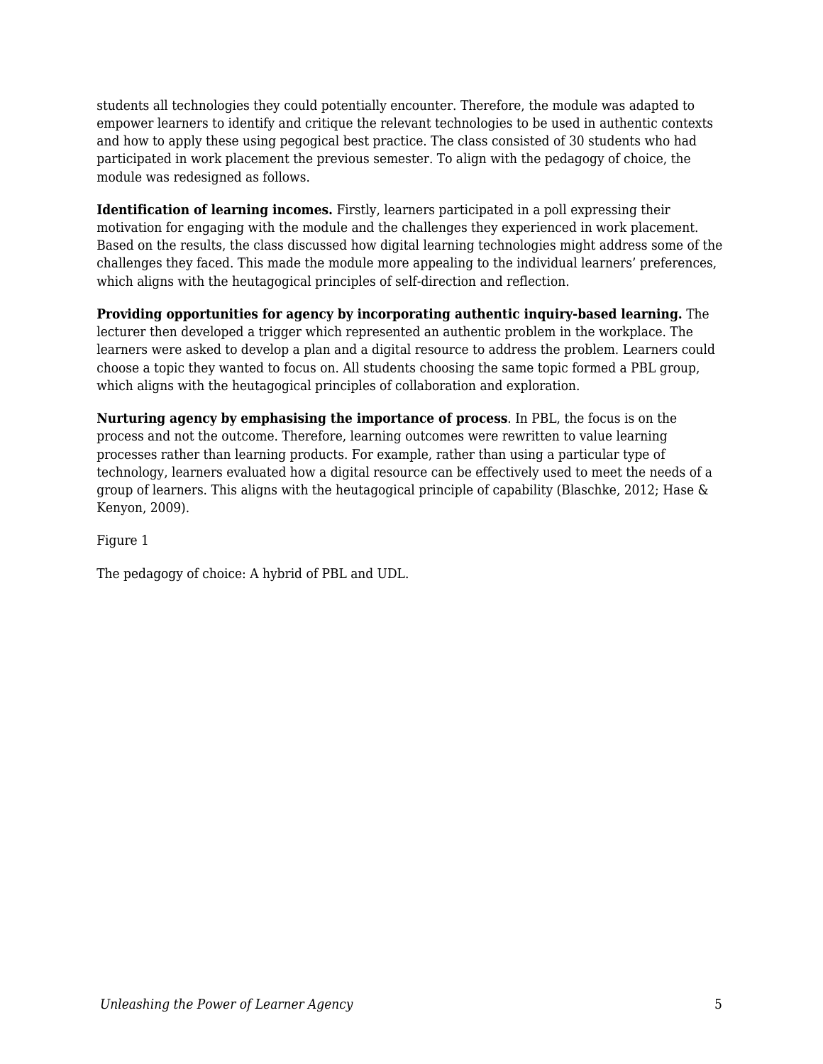students all technologies they could potentially encounter. Therefore, the module was adapted to empower learners to identify and critique the relevant technologies to be used in authentic contexts and how to apply these using pegogical best practice. The class consisted of 30 students who had participated in work placement the previous semester. To align with the pedagogy of choice, the module was redesigned as follows.

**Identification of learning incomes.** Firstly, learners participated in a poll expressing their motivation for engaging with the module and the challenges they experienced in work placement. Based on the results, the class discussed how digital learning technologies might address some of the challenges they faced. This made the module more appealing to the individual learners' preferences, which aligns with the heutagogical principles of self-direction and reflection.

**Providing opportunities for agency by incorporating authentic inquiry-based learning.** The lecturer then developed a trigger which represented an authentic problem in the workplace. The learners were asked to develop a plan and a digital resource to address the problem. Learners could choose a topic they wanted to focus on. All students choosing the same topic formed a PBL group, which aligns with the heutagogical principles of collaboration and exploration.

**Nurturing agency by emphasising the importance of process**. In PBL, the focus is on the process and not the outcome. Therefore, learning outcomes were rewritten to value learning processes rather than learning products. For example, rather than using a particular type of technology, learners evaluated how a digital resource can be effectively used to meet the needs of a group of learners. This aligns with the heutagogical principle of capability (Blaschke, 2012; Hase & Kenyon, 2009).

Figure 1

The pedagogy of choice: A hybrid of PBL and UDL.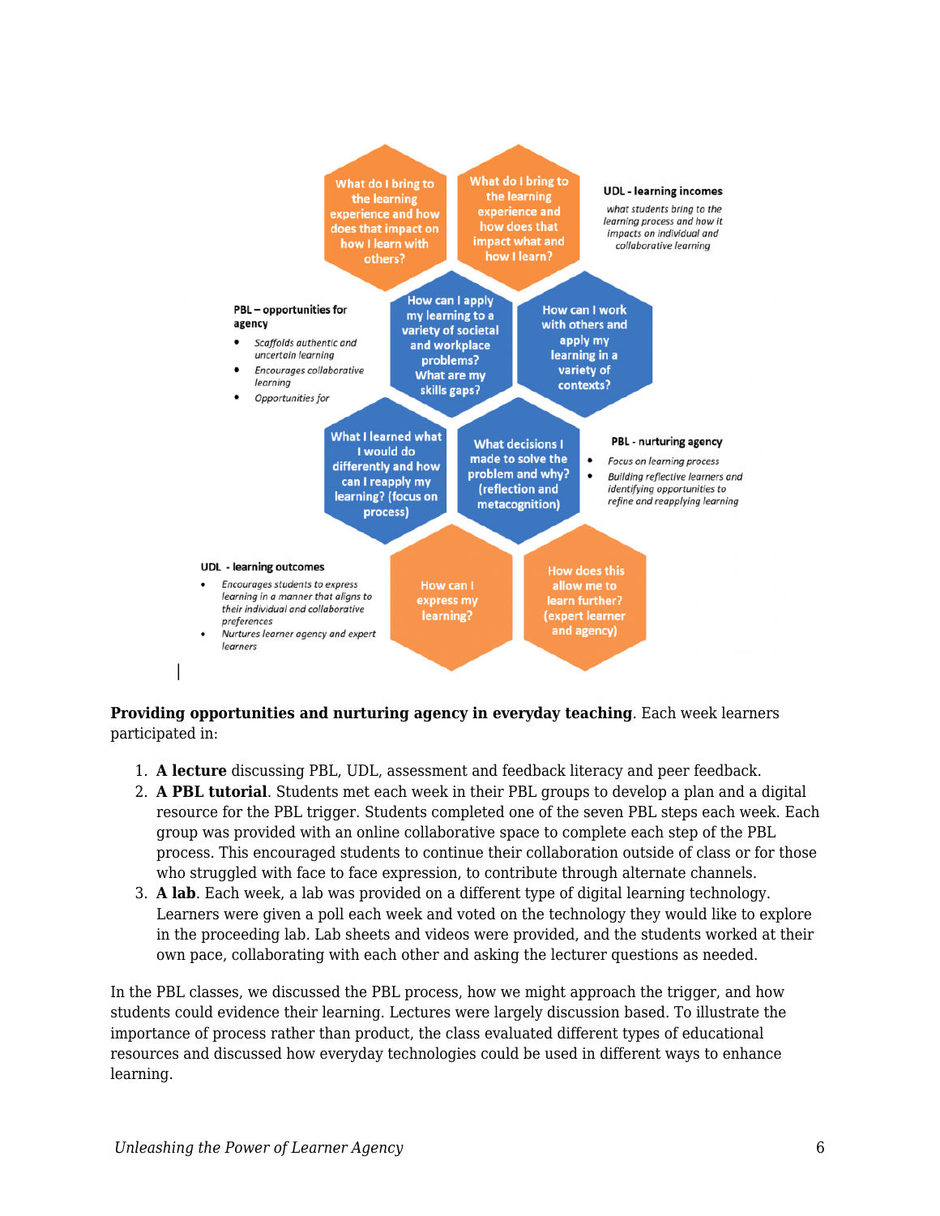What do I bring to the learning experience and how does that impact on how I learn with others?

What do I bring to the learning experience and how does that impact what and how I learn?

**UDL - learning incomes**

*what students bring to the learning process and how it impacts on individual and collaborative learning*

**PBL – opportunities for agency**

- *Scaffolds authentic and uncertain learning*
- *Encourages collaborative learning*
- *Opportunities for*

How can I apply my learning to a variety of societal and workplace problems? What are my skills gaps?

How can I work with others and apply my learning in a variety of contexts?

What I learned what I would do differently and how can I reapply my learning? (focus on process)

What decisions I made to solve the problem and why? (reflection and metacognition)

**PBL - nurturing agency**

- *Focus on learning process*
- *Building reflective learners and identifying opportunities to refine and reapplying learning*

**UDL - learning outcomes**

- *Encourages students to express learning in a manner that aligns to their individual and collaborative preferences*
- *Nurtures learner agency and expert learners*

How can I express my learning?

How does this allow me to learn further? (expert learner and agency)

**Providing opportunities and nurturing agency in everyday teaching**. Each week learners participated in:

1. **A lecture** discussing PBL, UDL, assessment and feedback literacy and peer feedback.
2. **A PBL tutorial**. Students met each week in their PBL groups to develop a plan and a digital resource for the PBL trigger. Students completed one of the seven PBL steps each week. Each group was provided with an online collaborative space to complete each step of the PBL process. This encouraged students to continue their collaboration outside of class or for those who struggled with face to face expression, to contribute through alternate channels.
3. **A lab**. Each week, a lab was provided on a different type of digital learning technology. Learners were given a poll each week and voted on the technology they would like to explore in the proceeding lab. Lab sheets and videos were provided, and the students worked at their own pace, collaborating with each other and asking the lecturer questions as needed.

In the PBL classes, we discussed the PBL process, how we might approach the trigger, and how students could evidence their learning. Lectures were largely discussion based. To illustrate the importance of process rather than product, the class evaluated different types of educational resources and discussed how everyday technologies could be used in different ways to enhance learning.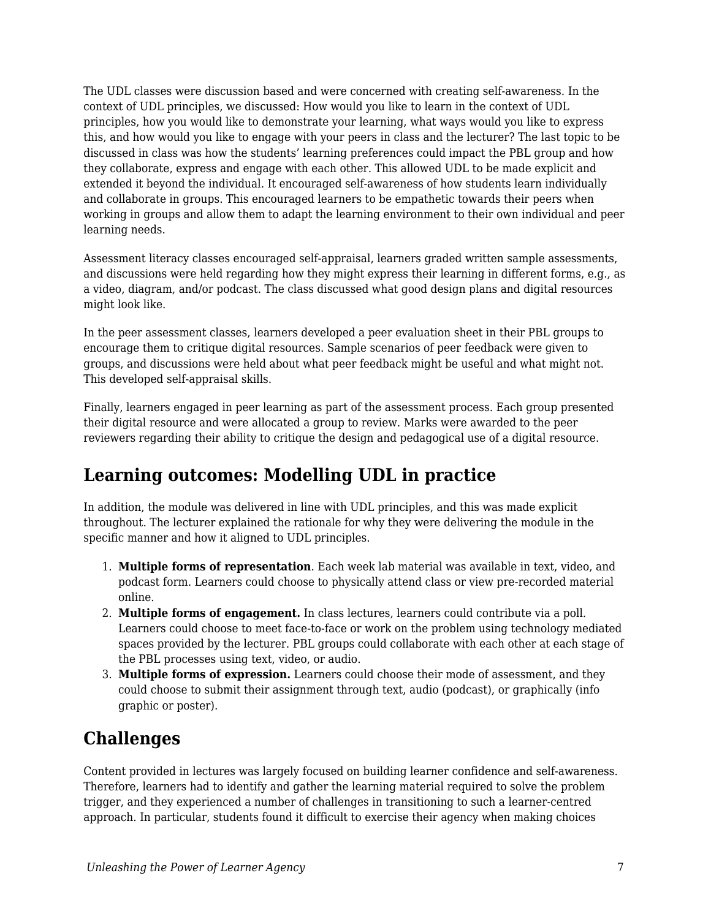The UDL classes were discussion based and were concerned with creating self-awareness. In the context of UDL principles, we discussed: How would you like to learn in the context of UDL principles, how you would like to demonstrate your learning, what ways would you like to express this, and how would you like to engage with your peers in class and the lecturer? The last topic to be discussed in class was how the students' learning preferences could impact the PBL group and how they collaborate, express and engage with each other. This allowed UDL to be made explicit and extended it beyond the individual. It encouraged self-awareness of how students learn individually and collaborate in groups. This encouraged learners to be empathetic towards their peers when working in groups and allow them to adapt the learning environment to their own individual and peer learning needs.

Assessment literacy classes encouraged self-appraisal, learners graded written sample assessments, and discussions were held regarding how they might express their learning in different forms, e.g., as a video, diagram, and/or podcast. The class discussed what good design plans and digital resources might look like.

In the peer assessment classes, learners developed a peer evaluation sheet in their PBL groups to encourage them to critique digital resources. Sample scenarios of peer feedback were given to groups, and discussions were held about what peer feedback might be useful and what might not. This developed self-appraisal skills.

Finally, learners engaged in peer learning as part of the assessment process. Each group presented their digital resource and were allocated a group to review. Marks were awarded to the peer reviewers regarding their ability to critique the design and pedagogical use of a digital resource.

## Learning outcomes: Modelling UDL in practice

In addition, the module was delivered in line with UDL principles, and this was made explicit throughout. The lecturer explained the rationale for why they were delivering the module in the specific manner and how it aligned to UDL principles.

1. **Multiple forms of representation**. Each week lab material was available in text, video, and podcast form. Learners could choose to physically attend class or view pre-recorded material online.
2. **Multiple forms of engagement.** In class lectures, learners could contribute via a poll. Learners could choose to meet face-to-face or work on the problem using technology mediated spaces provided by the lecturer. PBL groups could collaborate with each other at each stage of the PBL processes using text, video, or audio.
3. **Multiple forms of expression.** Learners could choose their mode of assessment, and they could choose to submit their assignment through text, audio (podcast), or graphically (info graphic or poster).

## Challenges

Content provided in lectures was largely focused on building learner confidence and self-awareness. Therefore, learners had to identify and gather the learning material required to solve the problem trigger, and they experienced a number of challenges in transitioning to such a learner-centred approach. In particular, students found it difficult to exercise their agency when making choices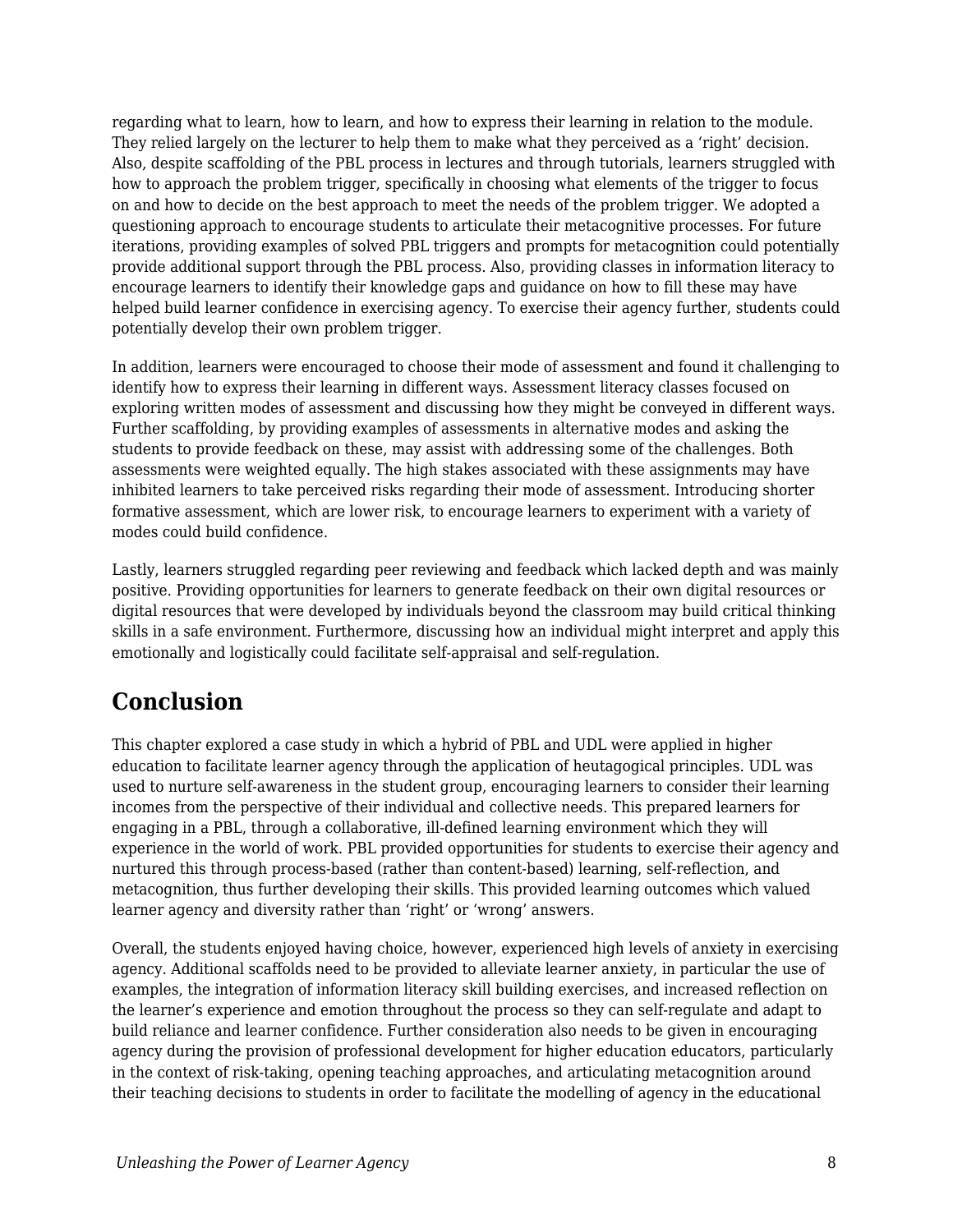regarding what to learn, how to learn, and how to express their learning in relation to the module. They relied largely on the lecturer to help them to make what they perceived as a 'right' decision. Also, despite scaffolding of the PBL process in lectures and through tutorials, learners struggled with how to approach the problem trigger, specifically in choosing what elements of the trigger to focus on and how to decide on the best approach to meet the needs of the problem trigger. We adopted a questioning approach to encourage students to articulate their metacognitive processes. For future iterations, providing examples of solved PBL triggers and prompts for metacognition could potentially provide additional support through the PBL process. Also, providing classes in information literacy to encourage learners to identify their knowledge gaps and guidance on how to fill these may have helped build learner confidence in exercising agency. To exercise their agency further, students could potentially develop their own problem trigger.

In addition, learners were encouraged to choose their mode of assessment and found it challenging to identify how to express their learning in different ways. Assessment literacy classes focused on exploring written modes of assessment and discussing how they might be conveyed in different ways. Further scaffolding, by providing examples of assessments in alternative modes and asking the students to provide feedback on these, may assist with addressing some of the challenges. Both assessments were weighted equally. The high stakes associated with these assignments may have inhibited learners to take perceived risks regarding their mode of assessment. Introducing shorter formative assessment, which are lower risk, to encourage learners to experiment with a variety of modes could build confidence.

Lastly, learners struggled regarding peer reviewing and feedback which lacked depth and was mainly positive. Providing opportunities for learners to generate feedback on their own digital resources or digital resources that were developed by individuals beyond the classroom may build critical thinking skills in a safe environment. Furthermore, discussing how an individual might interpret and apply this emotionally and logistically could facilitate self-appraisal and self-regulation.

## Conclusion

This chapter explored a case study in which a hybrid of PBL and UDL were applied in higher education to facilitate learner agency through the application of heutagogical principles. UDL was used to nurture self-awareness in the student group, encouraging learners to consider their learning incomes from the perspective of their individual and collective needs. This prepared learners for engaging in a PBL, through a collaborative, ill-defined learning environment which they will experience in the world of work. PBL provided opportunities for students to exercise their agency and nurtured this through process-based (rather than content-based) learning, self-reflection, and metacognition, thus further developing their skills. This provided learning outcomes which valued learner agency and diversity rather than 'right' or 'wrong' answers.

Overall, the students enjoyed having choice, however, experienced high levels of anxiety in exercising agency. Additional scaffolds need to be provided to alleviate learner anxiety, in particular the use of examples, the integration of information literacy skill building exercises, and increased reflection on the learner's experience and emotion throughout the process so they can self-regulate and adapt to build reliance and learner confidence. Further consideration also needs to be given in encouraging agency during the provision of professional development for higher education educators, particularly in the context of risk-taking, opening teaching approaches, and articulating metacognition around their teaching decisions to students in order to facilitate the modelling of agency in the educational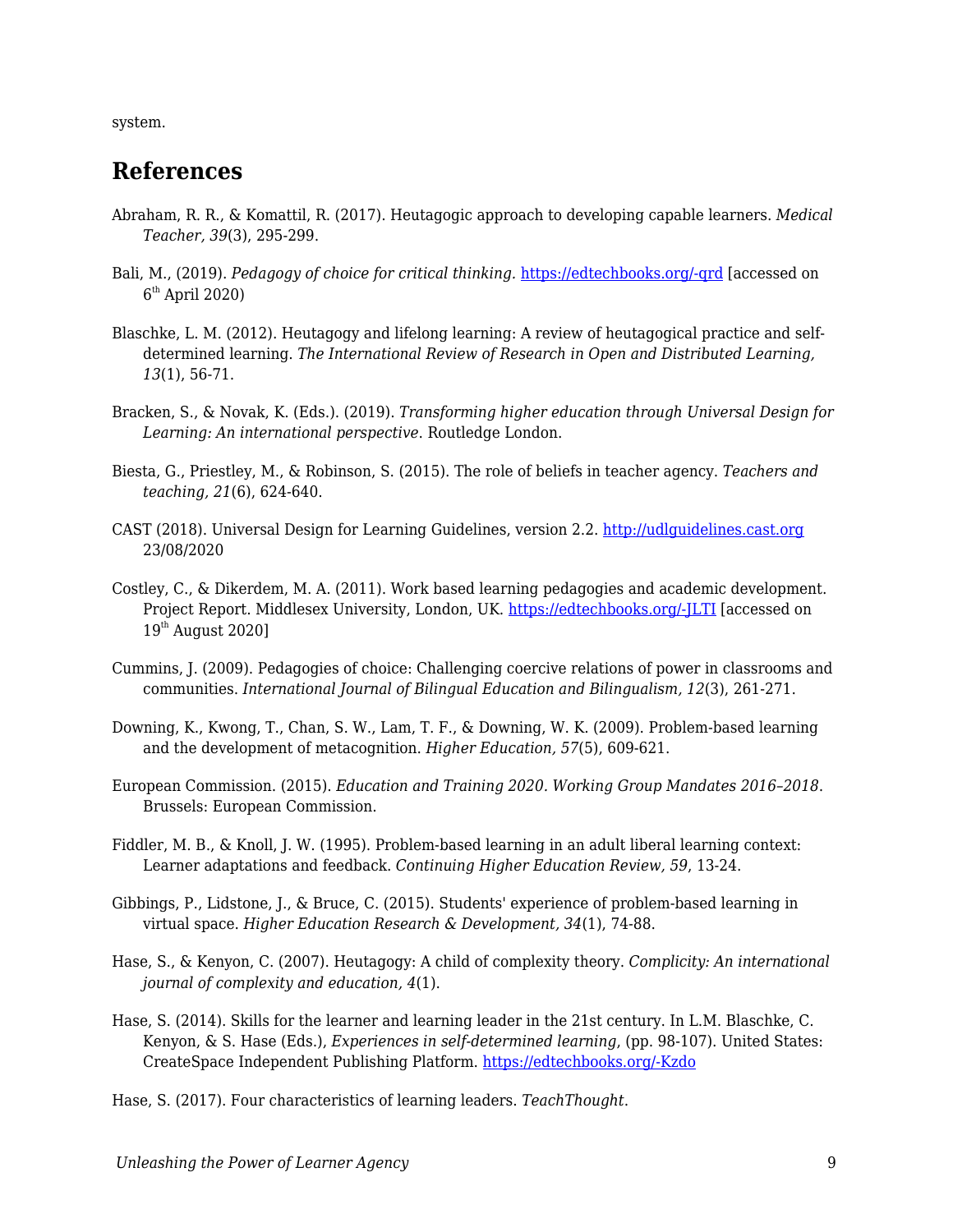system.

## References

Abraham, R. R., & Komattil, R. (2017). Heutagogic approach to developing capable learners. *Medical Teacher, 39*(3), 295-299.

Bali, M., (2019). *Pedagogy of choice for critical thinking.* https://edtechbooks.org/-qrd [accessed on 6th April 2020)

Blaschke, L. M. (2012). Heutagogy and lifelong learning: A review of heutagogical practice and self-determined learning. *The International Review of Research in Open and Distributed Learning, 13*(1), 56-71.

Bracken, S., & Novak, K. (Eds.). (2019). *Transforming higher education through Universal Design for Learning: An international perspective*. Routledge London.

Biesta, G., Priestley, M., & Robinson, S. (2015). The role of beliefs in teacher agency. *Teachers and teaching, 21*(6), 624-640.

CAST (2018). Universal Design for Learning Guidelines, version 2.2. http://udlguidelines.cast.org 23/08/2020

Costley, C., & Dikerdem, M. A. (2011). Work based learning pedagogies and academic development. Project Report. Middlesex University, London, UK. https://edtechbooks.org/-JLTI [accessed on 19th August 2020]

Cummins, J. (2009). Pedagogies of choice: Challenging coercive relations of power in classrooms and communities. *International Journal of Bilingual Education and Bilingualism, 12*(3), 261-271.

Downing, K., Kwong, T., Chan, S. W., Lam, T. F., & Downing, W. K. (2009). Problem-based learning and the development of metacognition. *Higher Education, 57*(5), 609-621.

European Commission. (2015). *Education and Training 2020. Working Group Mandates 2016–2018*. Brussels: European Commission.

Fiddler, M. B., & Knoll, J. W. (1995). Problem-based learning in an adult liberal learning context: Learner adaptations and feedback. *Continuing Higher Education Review, 59*, 13-24.

Gibbings, P., Lidstone, J., & Bruce, C. (2015). Students' experience of problem-based learning in virtual space. *Higher Education Research & Development, 34*(1), 74-88.

Hase, S., & Kenyon, C. (2007). Heutagogy: A child of complexity theory. *Complicity: An international journal of complexity and education, 4*(1).

Hase, S. (2014). Skills for the learner and learning leader in the 21st century. In L.M. Blaschke, C. Kenyon, & S. Hase (Eds.), *Experiences in self-determined learning*, (pp. 98-107). United States: CreateSpace Independent Publishing Platform. https://edtechbooks.org/-Kzdo

Hase, S. (2017). Four characteristics of learning leaders. *TeachThought*.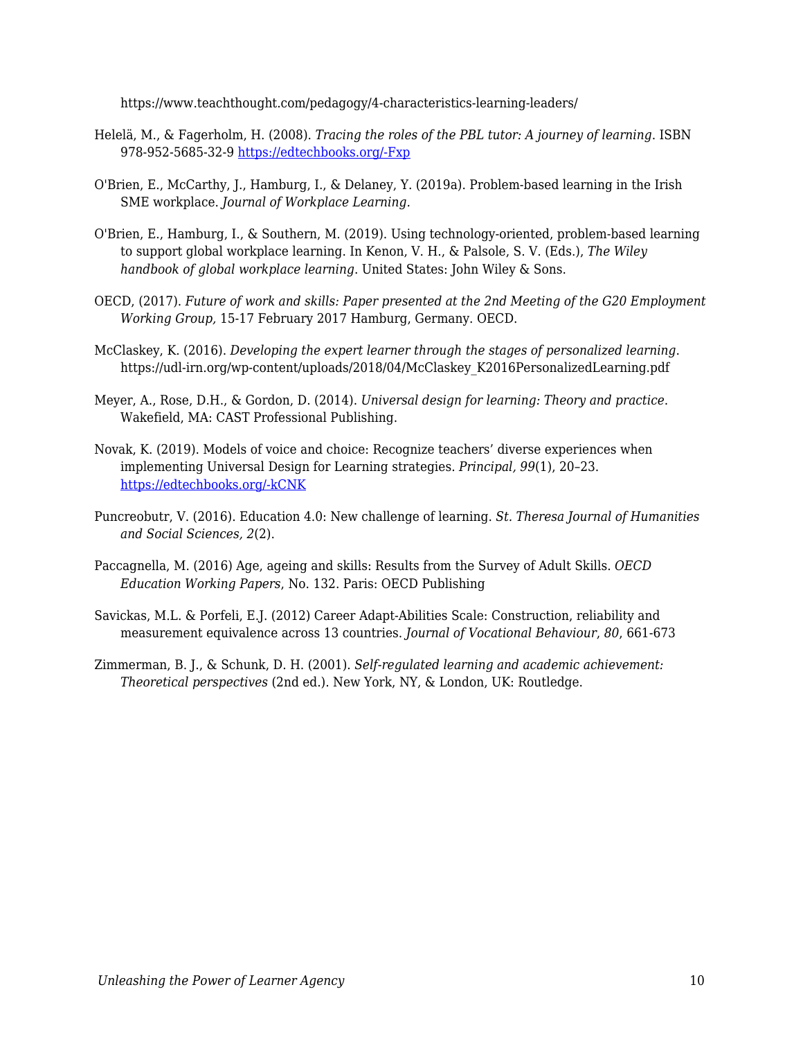https://www.teachthought.com/pedagogy/4-characteristics-learning-leaders/

Helelä, M., & Fagerholm, H. (2008). *Tracing the roles of the PBL tutor: A journey of learning*. ISBN 978-952-5685-32-9 https://edtechbooks.org/-Fxp

O'Brien, E., McCarthy, J., Hamburg, I., & Delaney, Y. (2019a). Problem-based learning in the Irish SME workplace. *Journal of Workplace Learning.*

O'Brien, E., Hamburg, I., & Southern, M. (2019). Using technology-oriented, problem-based learning to support global workplace learning. In Kenon, V. H., & Palsole, S. V. (Eds.), *The Wiley handbook of global workplace learning*. United States: John Wiley & Sons.

OECD, (2017). *Future of work and skills: Paper presented at the 2nd Meeting of the G20 Employment Working Group,* 15-17 February 2017 Hamburg, Germany. OECD.

McClaskey, K. (2016). *Developing the expert learner through the stages of personalized learning*. https://udl-irn.org/wp-content/uploads/2018/04/McClaskey_K2016PersonalizedLearning.pdf

Meyer, A., Rose, D.H., & Gordon, D. (2014). *Universal design for learning: Theory and practice*. Wakefield, MA: CAST Professional Publishing.

Novak, K. (2019). Models of voice and choice: Recognize teachers' diverse experiences when implementing Universal Design for Learning strategies. *Principal, 99*(1), 20–23. https://edtechbooks.org/-kCNK

Puncreobutr, V. (2016). Education 4.0: New challenge of learning. *St. Theresa Journal of Humanities and Social Sciences, 2*(2).

Paccagnella, M. (2016) Age, ageing and skills: Results from the Survey of Adult Skills. *OECD Education Working Papers*, No. 132. Paris: OECD Publishing

Savickas, M.L. & Porfeli, E.J. (2012) Career Adapt-Abilities Scale: Construction, reliability and measurement equivalence across 13 countries. *Journal of Vocational Behaviour, 80*, 661-673

Zimmerman, B. J., & Schunk, D. H. (2001). *Self-regulated learning and academic achievement: Theoretical perspectives* (2nd ed.). New York, NY, & London, UK: Routledge.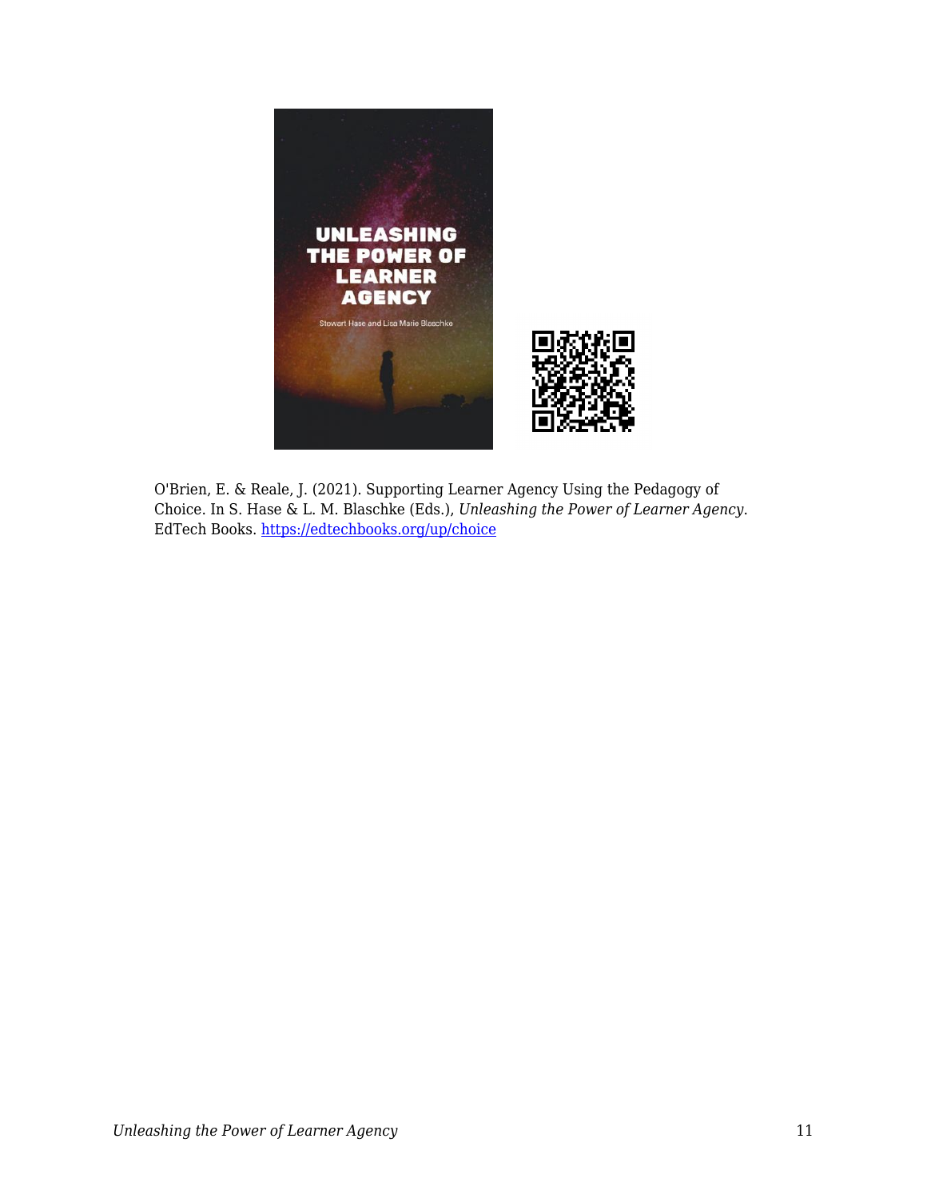O'Brien, E. & Reale, J. (2021). Supporting Learner Agency Using the Pedagogy of Choice. In S. Hase & L. M. Blaschke (Eds.), *Unleashing the Power of Learner Agency*. EdTech Books. https://edtechbooks.org/up/choice